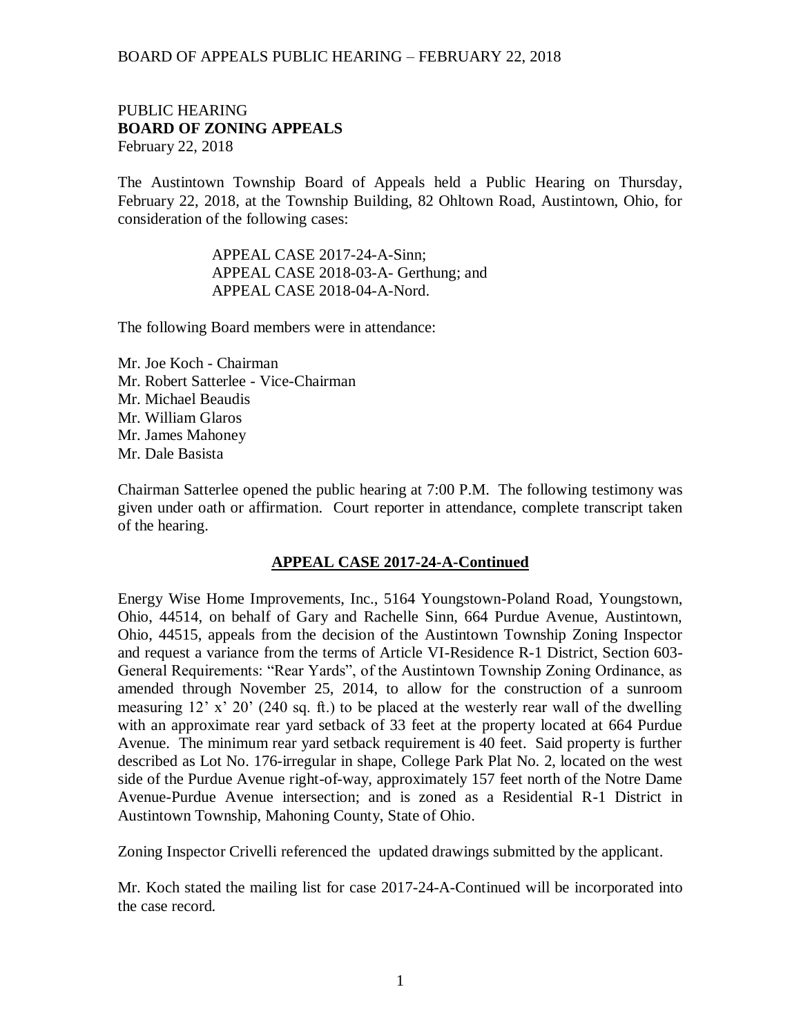# PUBLIC HEARING
## BOARD OF ZONING APPEALS
February 22, 2018

The Austintown Township Board of Appeals held a Public Hearing on Thursday, February 22, 2018, at the Township Building, 82 Ohltown Road, Austintown, Ohio, for consideration of the following cases:

APPEAL CASE 2017-24-A-Sinn;
APPEAL CASE 2018-03-A- Gerthung; and
APPEAL CASE 2018-04-A-Nord.

The following Board members were in attendance:

Mr. Joe Koch - Chairman
Mr. Robert Satterlee - Vice-Chairman
Mr. Michael Beaudis
Mr. William Glaros
Mr. James Mahoney
Mr. Dale Basista

Chairman Satterlee opened the public hearing at 7:00 P.M. The following testimony was given under oath or affirmation. Court reporter in attendance, complete transcript taken of the hearing.

## APPEAL CASE 2017-24-A-Continued

Energy Wise Home Improvements, Inc., 5164 Youngstown-Poland Road, Youngstown, Ohio, 44514, on behalf of Gary and Rachelle Sinn, 664 Purdue Avenue, Austintown, Ohio, 44515, appeals from the decision of the Austintown Township Zoning Inspector and request a variance from the terms of Article VI-Residence R-1 District, Section 603-General Requirements: "Rear Yards", of the Austintown Township Zoning Ordinance, as amended through November 25, 2014, to allow for the construction of a sunroom measuring 12' x' 20' (240 sq. ft.) to be placed at the westerly rear wall of the dwelling with an approximate rear yard setback of 33 feet at the property located at 664 Purdue Avenue. The minimum rear yard setback requirement is 40 feet. Said property is further described as Lot No. 176-irregular in shape, College Park Plat No. 2, located on the west side of the Purdue Avenue right-of-way, approximately 157 feet north of the Notre Dame Avenue-Purdue Avenue intersection; and is zoned as a Residential R-1 District in Austintown Township, Mahoning County, State of Ohio.

Zoning Inspector Crivelli referenced the updated drawings submitted by the applicant.

Mr. Koch stated the mailing list for case 2017-24-A-Continued will be incorporated into the case record.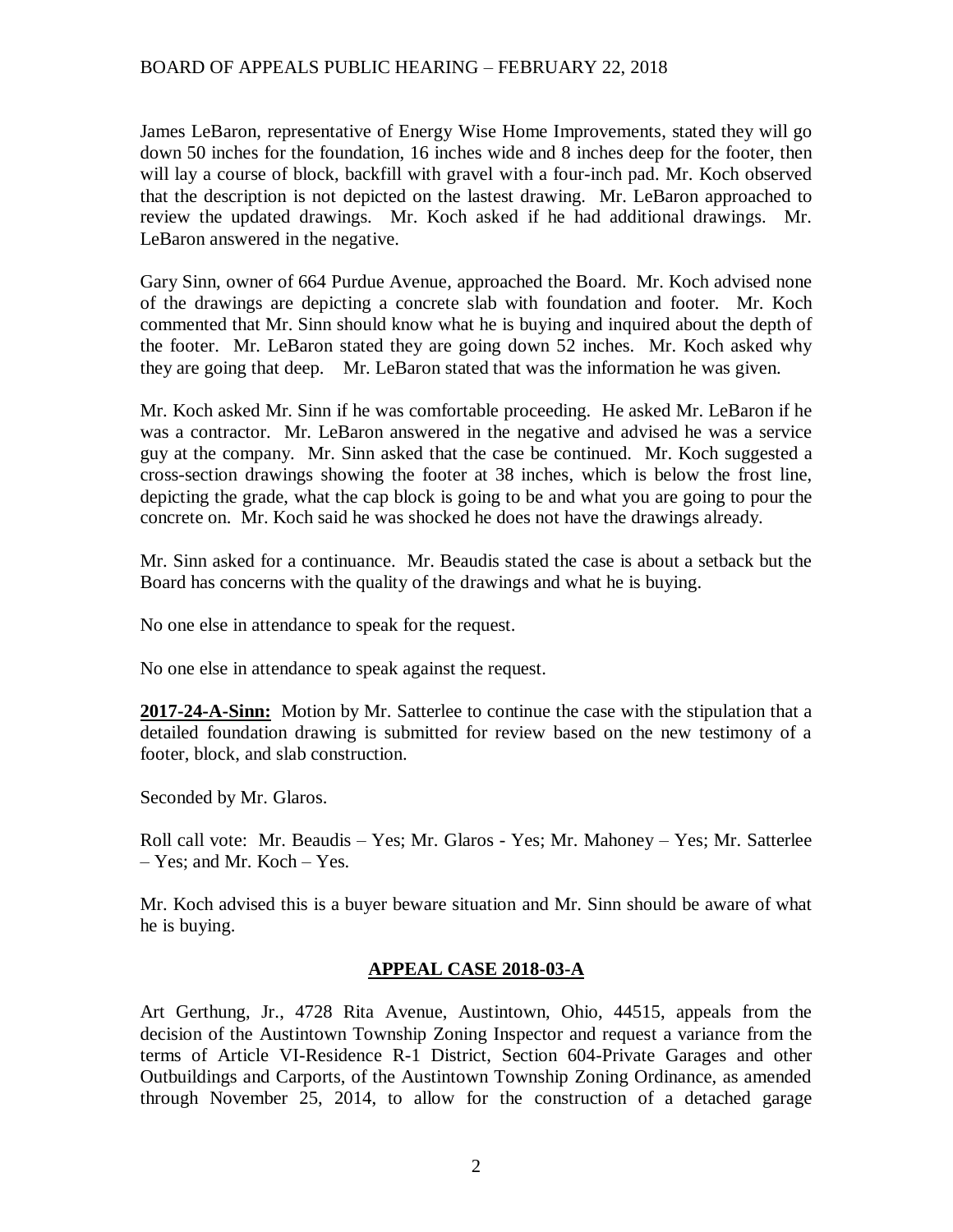James LeBaron, representative of Energy Wise Home Improvements, stated they will go down 50 inches for the foundation, 16 inches wide and 8 inches deep for the footer, then will lay a course of block, backfill with gravel with a four-inch pad. Mr. Koch observed that the description is not depicted on the lastest drawing. Mr. LeBaron approached to review the updated drawings. Mr. Koch asked if he had additional drawings. Mr. LeBaron answered in the negative.

Gary Sinn, owner of 664 Purdue Avenue, approached the Board. Mr. Koch advised none of the drawings are depicting a concrete slab with foundation and footer. Mr. Koch commented that Mr. Sinn should know what he is buying and inquired about the depth of the footer. Mr. LeBaron stated they are going down 52 inches. Mr. Koch asked why they are going that deep. Mr. LeBaron stated that was the information he was given.

Mr. Koch asked Mr. Sinn if he was comfortable proceeding. He asked Mr. LeBaron if he was a contractor. Mr. LeBaron answered in the negative and advised he was a service guy at the company. Mr. Sinn asked that the case be continued. Mr. Koch suggested a cross-section drawings showing the footer at 38 inches, which is below the frost line, depicting the grade, what the cap block is going to be and what you are going to pour the concrete on. Mr. Koch said he was shocked he does not have the drawings already.

Mr. Sinn asked for a continuance. Mr. Beaudis stated the case is about a setback but the Board has concerns with the quality of the drawings and what he is buying.

No one else in attendance to speak for the request.

No one else in attendance to speak against the request.

**2017-24-A-Sinn:** Motion by Mr. Satterlee to continue the case with the stipulation that a detailed foundation drawing is submitted for review based on the new testimony of a footer, block, and slab construction.

Seconded by Mr. Glaros.

Roll call vote: Mr. Beaudis – Yes; Mr. Glaros - Yes; Mr. Mahoney – Yes; Mr. Satterlee – Yes; and Mr. Koch – Yes.

Mr. Koch advised this is a buyer beware situation and Mr. Sinn should be aware of what he is buying.

## APPEAL CASE 2018-03-A

Art Gerthung, Jr., 4728 Rita Avenue, Austintown, Ohio, 44515, appeals from the decision of the Austintown Township Zoning Inspector and request a variance from the terms of Article VI-Residence R-1 District, Section 604-Private Garages and other Outbuildings and Carports, of the Austintown Township Zoning Ordinance, as amended through November 25, 2014, to allow for the construction of a detached garage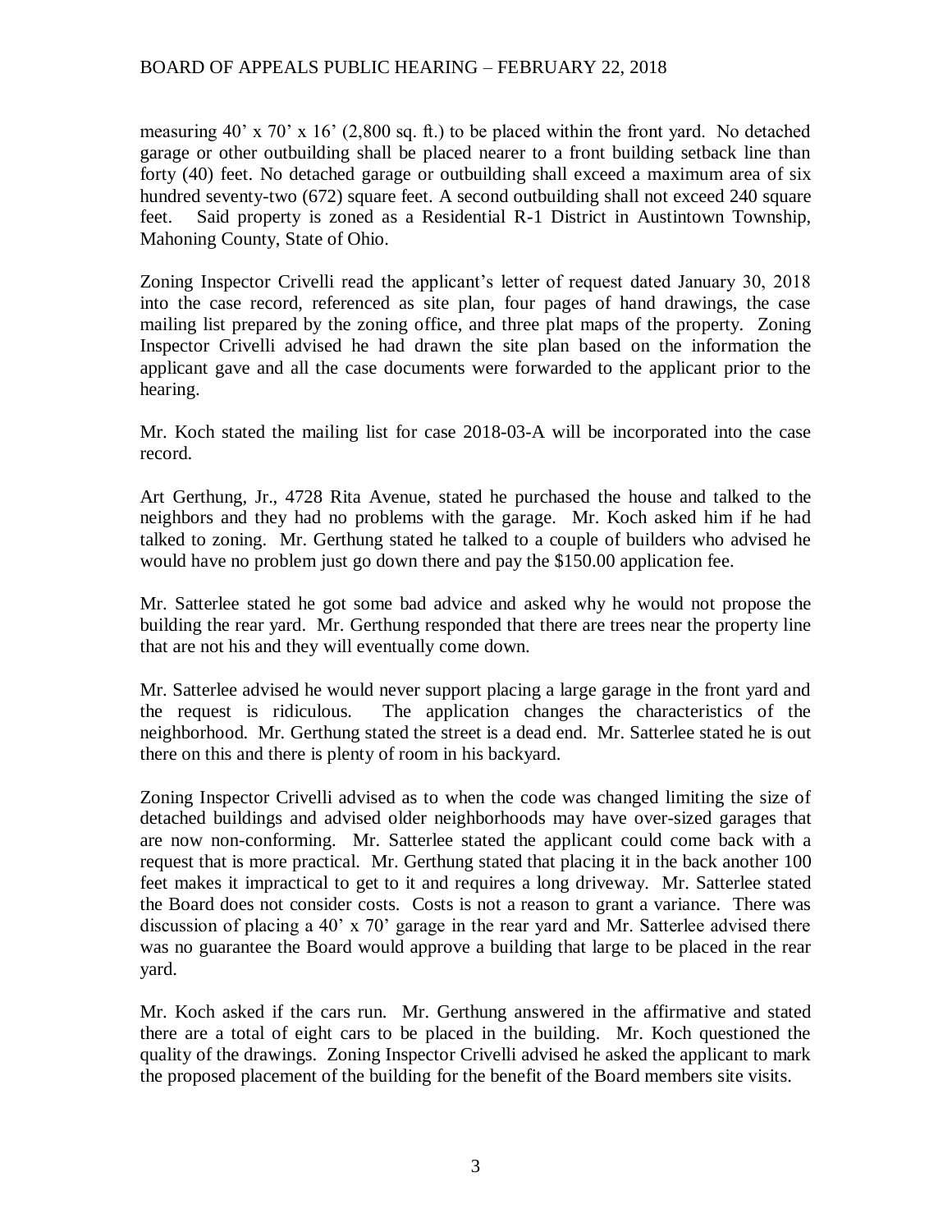measuring 40' x 70' x 16' (2,800 sq. ft.) to be placed within the front yard. No detached garage or other outbuilding shall be placed nearer to a front building setback line than forty (40) feet. No detached garage or outbuilding shall exceed a maximum area of six hundred seventy-two (672) square feet. A second outbuilding shall not exceed 240 square feet. Said property is zoned as a Residential R-1 District in Austintown Township, Mahoning County, State of Ohio.

Zoning Inspector Crivelli read the applicant's letter of request dated January 30, 2018 into the case record, referenced as site plan, four pages of hand drawings, the case mailing list prepared by the zoning office, and three plat maps of the property. Zoning Inspector Crivelli advised he had drawn the site plan based on the information the applicant gave and all the case documents were forwarded to the applicant prior to the hearing.

Mr. Koch stated the mailing list for case 2018-03-A will be incorporated into the case record.

Art Gerthung, Jr., 4728 Rita Avenue, stated he purchased the house and talked to the neighbors and they had no problems with the garage. Mr. Koch asked him if he had talked to zoning. Mr. Gerthung stated he talked to a couple of builders who advised he would have no problem just go down there and pay the $150.00 application fee.

Mr. Satterlee stated he got some bad advice and asked why he would not propose the building the rear yard. Mr. Gerthung responded that there are trees near the property line that are not his and they will eventually come down.

Mr. Satterlee advised he would never support placing a large garage in the front yard and the request is ridiculous. The application changes the characteristics of the neighborhood. Mr. Gerthung stated the street is a dead end. Mr. Satterlee stated he is out there on this and there is plenty of room in his backyard.

Zoning Inspector Crivelli advised as to when the code was changed limiting the size of detached buildings and advised older neighborhoods may have over-sized garages that are now non-conforming. Mr. Satterlee stated the applicant could come back with a request that is more practical. Mr. Gerthung stated that placing it in the back another 100 feet makes it impractical to get to it and requires a long driveway. Mr. Satterlee stated the Board does not consider costs. Costs is not a reason to grant a variance. There was discussion of placing a 40' x 70' garage in the rear yard and Mr. Satterlee advised there was no guarantee the Board would approve a building that large to be placed in the rear yard.

Mr. Koch asked if the cars run. Mr. Gerthung answered in the affirmative and stated there are a total of eight cars to be placed in the building. Mr. Koch questioned the quality of the drawings. Zoning Inspector Crivelli advised he asked the applicant to mark the proposed placement of the building for the benefit of the Board members site visits.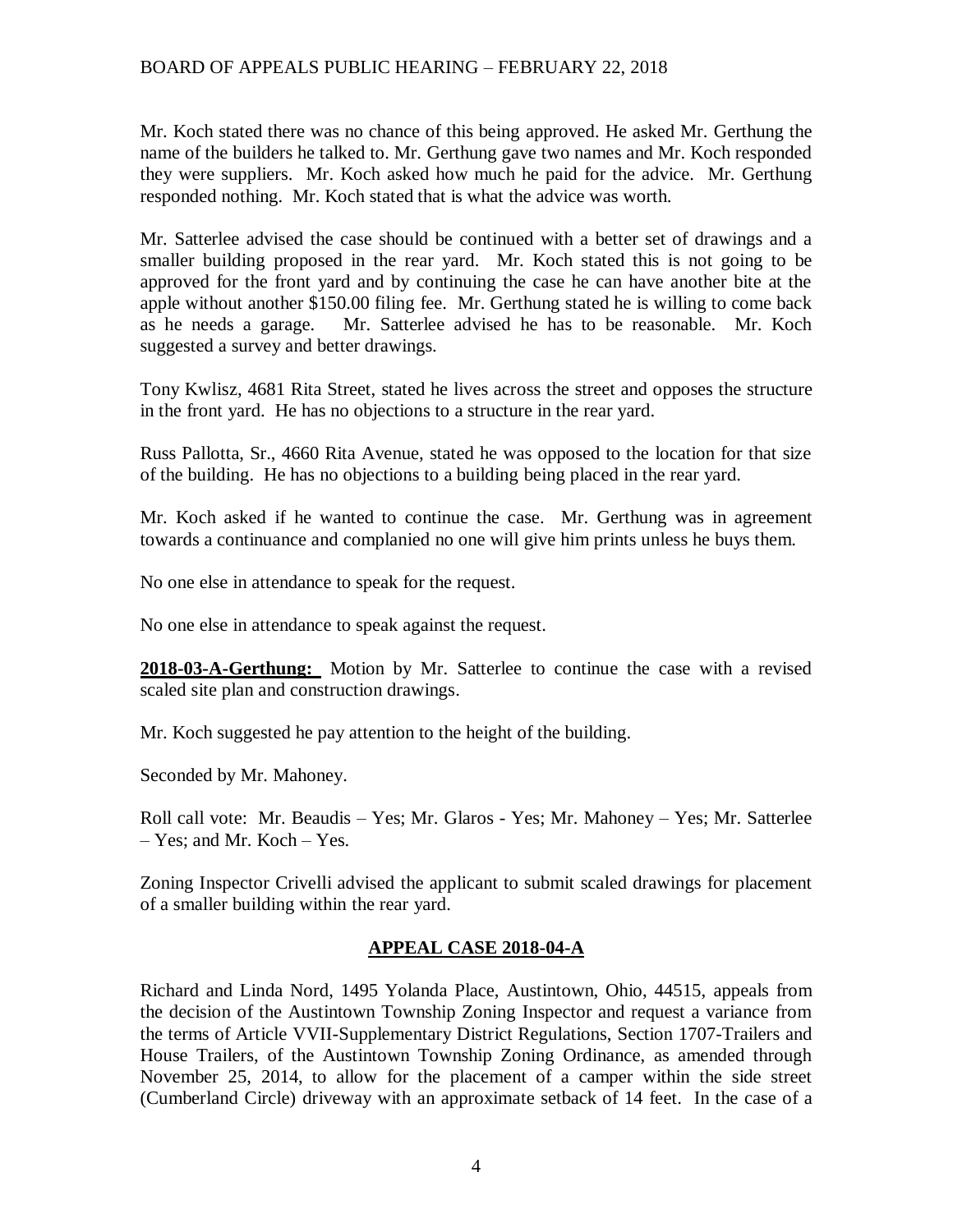Mr. Koch stated there was no chance of this being approved. He asked Mr. Gerthung the name of the builders he talked to. Mr. Gerthung gave two names and Mr. Koch responded they were suppliers. Mr. Koch asked how much he paid for the advice. Mr. Gerthung responded nothing. Mr. Koch stated that is what the advice was worth.

Mr. Satterlee advised the case should be continued with a better set of drawings and a smaller building proposed in the rear yard. Mr. Koch stated this is not going to be approved for the front yard and by continuing the case he can have another bite at the apple without another $150.00 filing fee. Mr. Gerthung stated he is willing to come back as he needs a garage. Mr. Satterlee advised he has to be reasonable. Mr. Koch suggested a survey and better drawings.

Tony Kwlisz, 4681 Rita Street, stated he lives across the street and opposes the structure in the front yard. He has no objections to a structure in the rear yard.

Russ Pallotta, Sr., 4660 Rita Avenue, stated he was opposed to the location for that size of the building. He has no objections to a building being placed in the rear yard.

Mr. Koch asked if he wanted to continue the case. Mr. Gerthung was in agreement towards a continuance and complanied no one will give him prints unless he buys them.

No one else in attendance to speak for the request.

No one else in attendance to speak against the request.

**2018-03-A-Gerthung:** Motion by Mr. Satterlee to continue the case with a revised scaled site plan and construction drawings.

Mr. Koch suggested he pay attention to the height of the building.

Seconded by Mr. Mahoney.

Roll call vote: Mr. Beaudis – Yes; Mr. Glaros - Yes; Mr. Mahoney – Yes; Mr. Satterlee – Yes; and Mr. Koch – Yes.

Zoning Inspector Crivelli advised the applicant to submit scaled drawings for placement of a smaller building within the rear yard.

## APPEAL CASE 2018-04-A

Richard and Linda Nord, 1495 Yolanda Place, Austintown, Ohio, 44515, appeals from the decision of the Austintown Township Zoning Inspector and request a variance from the terms of Article VVII-Supplementary District Regulations, Section 1707-Trailers and House Trailers, of the Austintown Township Zoning Ordinance, as amended through November 25, 2014, to allow for the placement of a camper within the side street (Cumberland Circle) driveway with an approximate setback of 14 feet. In the case of a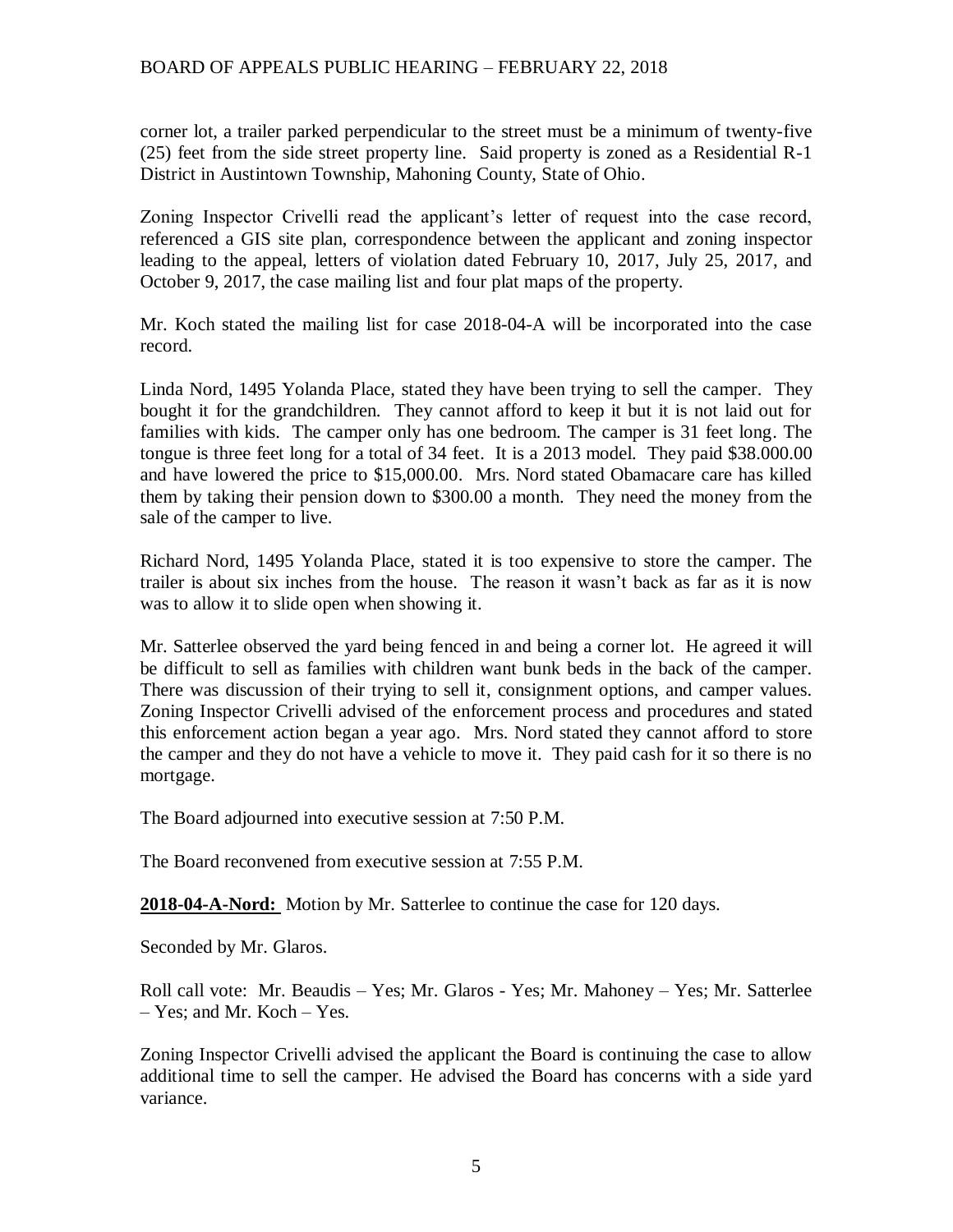corner lot, a trailer parked perpendicular to the street must be a minimum of twenty-five (25) feet from the side street property line. Said property is zoned as a Residential R-1 District in Austintown Township, Mahoning County, State of Ohio.

Zoning Inspector Crivelli read the applicant's letter of request into the case record, referenced a GIS site plan, correspondence between the applicant and zoning inspector leading to the appeal, letters of violation dated February 10, 2017, July 25, 2017, and October 9, 2017, the case mailing list and four plat maps of the property.

Mr. Koch stated the mailing list for case 2018-04-A will be incorporated into the case record.

Linda Nord, 1495 Yolanda Place, stated they have been trying to sell the camper. They bought it for the grandchildren. They cannot afford to keep it but it is not laid out for families with kids. The camper only has one bedroom. The camper is 31 feet long. The tongue is three feet long for a total of 34 feet. It is a 2013 model. They paid $38.000.00 and have lowered the price to $15,000.00. Mrs. Nord stated Obamacare care has killed them by taking their pension down to $300.00 a month. They need the money from the sale of the camper to live.

Richard Nord, 1495 Yolanda Place, stated it is too expensive to store the camper. The trailer is about six inches from the house. The reason it wasn't back as far as it is now was to allow it to slide open when showing it.

Mr. Satterlee observed the yard being fenced in and being a corner lot. He agreed it will be difficult to sell as families with children want bunk beds in the back of the camper. There was discussion of their trying to sell it, consignment options, and camper values. Zoning Inspector Crivelli advised of the enforcement process and procedures and stated this enforcement action began a year ago. Mrs. Nord stated they cannot afford to store the camper and they do not have a vehicle to move it. They paid cash for it so there is no mortgage.

The Board adjourned into executive session at 7:50 P.M.

The Board reconvened from executive session at 7:55 P.M.

**2018-04-A-Nord:** Motion by Mr. Satterlee to continue the case for 120 days.

Seconded by Mr. Glaros.

Roll call vote: Mr. Beaudis – Yes; Mr. Glaros - Yes; Mr. Mahoney – Yes; Mr. Satterlee – Yes; and Mr. Koch – Yes.

Zoning Inspector Crivelli advised the applicant the Board is continuing the case to allow additional time to sell the camper. He advised the Board has concerns with a side yard variance.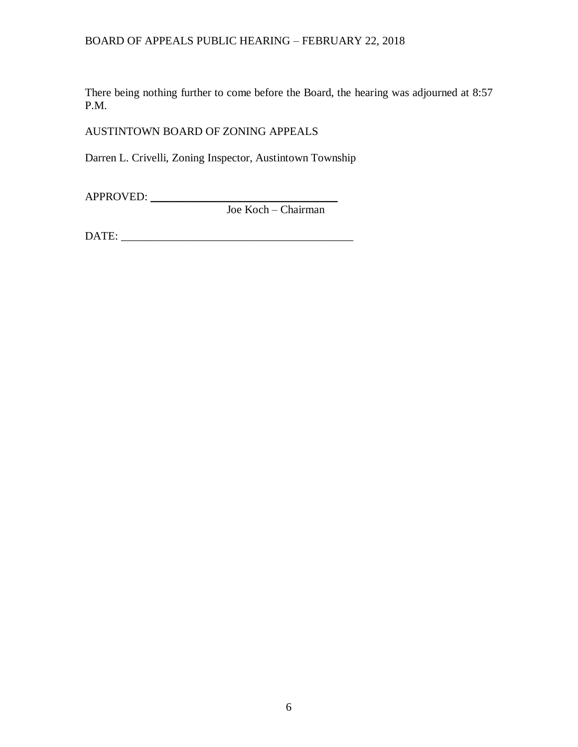There being nothing further to come before the Board, the hearing was adjourned at 8:57 P.M.

AUSTINTOWN BOARD OF ZONING APPEALS

Darren L. Crivelli, Zoning Inspector, Austintown Township

APPROVED: ________________________________
Joe Koch – Chairman

DATE: ________________________________________